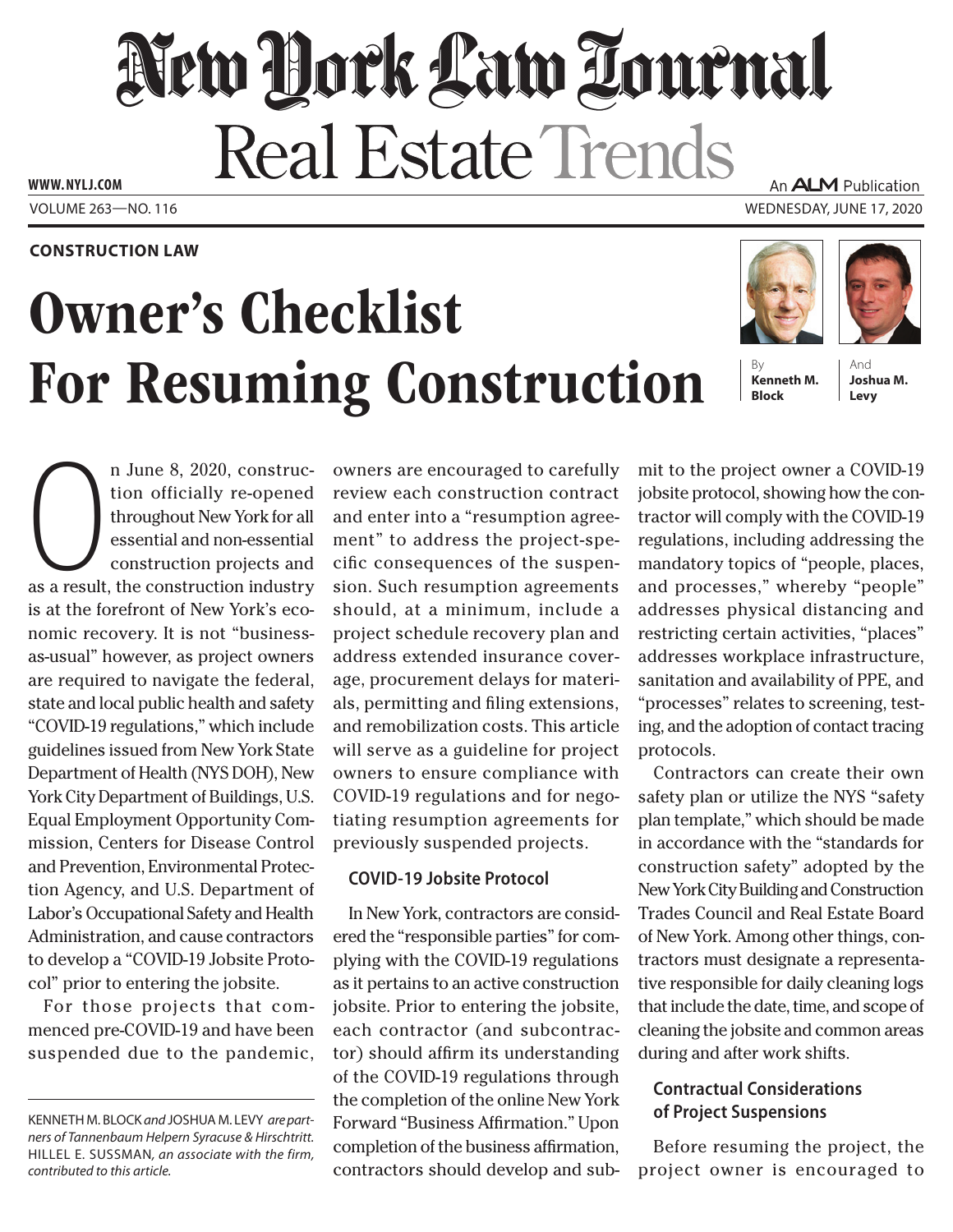**CONSTRUCTION LAW**

# Owner's Checklist For Resuming Construction

By **Kenneth M. Block** And **Joshua M. Levy**

On June 8, 2020, construction officially re-opened throughout New York for all essential and non-essential construction projects and as a result, the construction industry is at the forefront of New York's economic recovery. It is not "business-as-usual" however, as project owners are required to navigate the federal, state and local public health and safety "COVID-19 regulations," which include guidelines issued from New York State Department of Health (NYS DOH), New York City Department of Buildings, U.S. Equal Employment Opportunity Commission, Centers for Disease Control and Prevention, Environmental Protection Agency, and U.S. Department of Labor's Occupational Safety and Health Administration, and cause contractors to develop a "COVID-19 Jobsite Protocol" prior to entering the jobsite.

For those projects that commenced pre-COVID-19 and have been suspended due to the pandemic, owners are encouraged to carefully review each construction contract and enter into a "resumption agreement" to address the project-specific consequences of the suspension. Such resumption agreements should, at a minimum, include a project schedule recovery plan and address extended insurance coverage, procurement delays for materials, permitting and filing extensions, and remobilization costs. This article will serve as a guideline for project owners to ensure compliance with COVID-19 regulations and for negotiating resumption agreements for previously suspended projects.

KENNETH M. BLOCK *and* JOSHUA M. LEVY *are partners of Tannenbaum Helpern Syracuse & Hirschtritt.* HILLEL E. SUSSMAN, *an associate with the firm, contributed to this article.*

### COVID-19 Jobsite Protocol

In New York, contractors are considered the "responsible parties" for complying with the COVID-19 regulations as it pertains to an active construction jobsite. Prior to entering the jobsite, each contractor (and subcontractor) should affirm its understanding of the COVID-19 regulations through the completion of the online New York Forward "Business Affirmation." Upon completion of the business affirmation, contractors should develop and submit to the project owner a COVID-19 jobsite protocol, showing how the contractor will comply with the COVID-19 regulations, including addressing the mandatory topics of "people, places, and processes," whereby "people" addresses physical distancing and restricting certain activities, "places" addresses workplace infrastructure, sanitation and availability of PPE, and "processes" relates to screening, testing, and the adoption of contact tracing protocols.

Contractors can create their own safety plan or utilize the NYS "safety plan template," which should be made in accordance with the "standards for construction safety" adopted by the New York City Building and Construction Trades Council and Real Estate Board of New York. Among other things, contractors must designate a representative responsible for daily cleaning logs that include the date, time, and scope of cleaning the jobsite and common areas during and after work shifts.

### Contractual Considerations of Project Suspensions

Before resuming the project, the project owner is encouraged to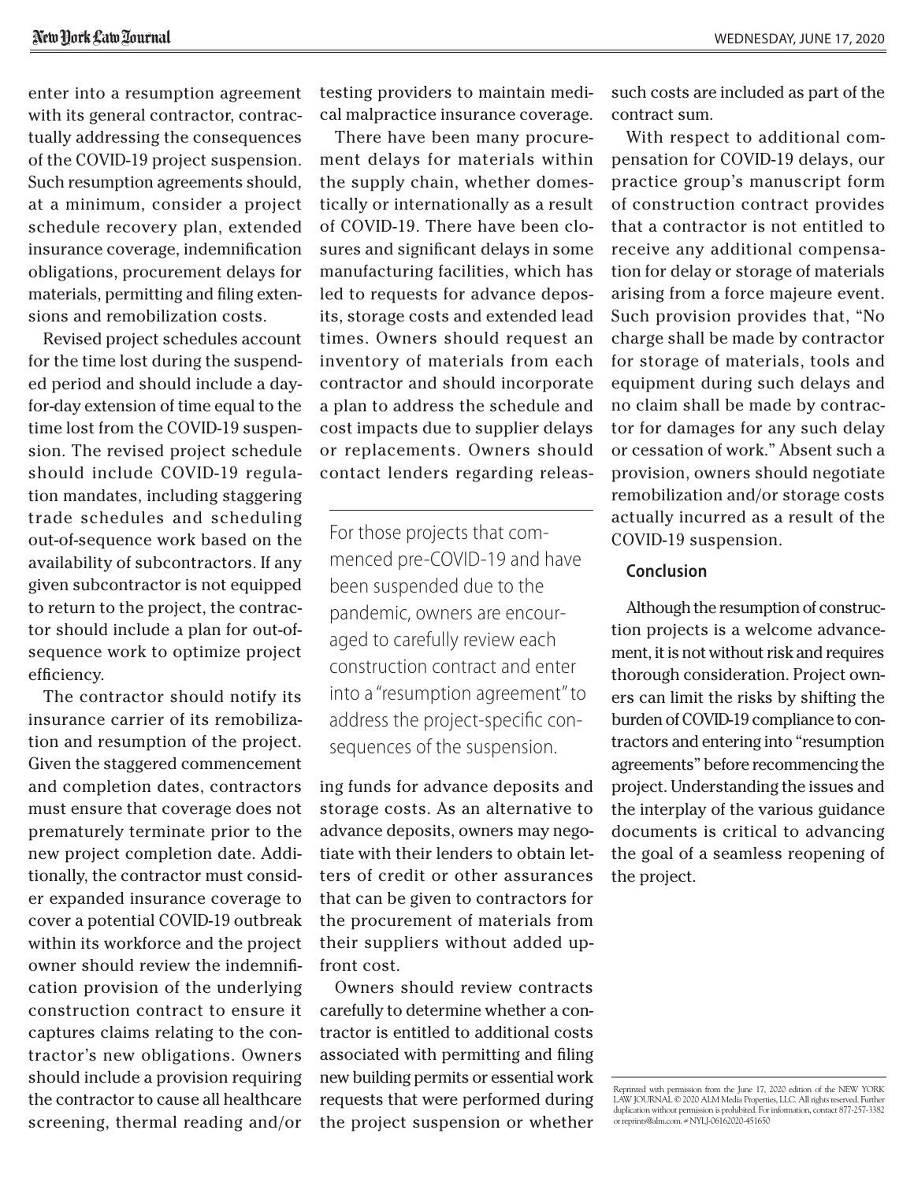enter into a resumption agreement with its general contractor, contractually addressing the consequences of the COVID-19 project suspension. Such resumption agreements should, at a minimum, consider a project schedule recovery plan, extended insurance coverage, indemnification obligations, procurement delays for materials, permitting and filing extensions and remobilization costs.

Revised project schedules account for the time lost during the suspended period and should include a day-for-day extension of time equal to the time lost from the COVID-19 suspension. The revised project schedule should include COVID-19 regulation mandates, including staggering trade schedules and scheduling out-of-sequence work based on the availability of subcontractors. If any given subcontractor is not equipped to return to the project, the contractor should include a plan for out-of-sequence work to optimize project efficiency.

The contractor should notify its insurance carrier of its remobilization and resumption of the project. Given the staggered commencement and completion dates, contractors must ensure that coverage does not prematurely terminate prior to the new project completion date. Additionally, the contractor must consider expanded insurance coverage to cover a potential COVID-19 outbreak within its workforce and the project owner should review the indemnification provision of the underlying construction contract to ensure it captures claims relating to the contractor's new obligations. Owners should include a provision requiring the contractor to cause all healthcare screening, thermal reading and/or testing providers to maintain medical malpractice insurance coverage.

There have been many procurement delays for materials within the supply chain, whether domestically or internationally as a result of COVID-19. There have been closures and significant delays in some manufacturing facilities, which has led to requests for advance deposits, storage costs and extended lead times. Owners should request an inventory of materials from each contractor and should incorporate a plan to address the schedule and cost impacts due to supplier delays or replacements. Owners should contact lenders regarding releasing funds for advance deposits and storage costs. As an alternative to advance deposits, owners may negotiate with their lenders to obtain letters of credit or other assurances that can be given to contractors for the procurement of materials from their suppliers without added upfront cost.

> For those projects that commenced pre-COVID-19 and have been suspended due to the pandemic, owners are encouraged to carefully review each construction contract and enter into a "resumption agreement" to address the project-specific consequences of the suspension.

Owners should review contracts carefully to determine whether a contractor is entitled to additional costs associated with permitting and filing new building permits or essential work requests that were performed during the project suspension or whether such costs are included as part of the contract sum.

With respect to additional compensation for COVID-19 delays, our practice group's manuscript form of construction contract provides that a contractor is not entitled to receive any additional compensation for delay or storage of materials arising from a force majeure event. Such provision provides that, "No charge shall be made by contractor for storage of materials, tools and equipment during such delays and no claim shall be made by contractor for damages for any such delay or cessation of work." Absent such a provision, owners should negotiate remobilization and/or storage costs actually incurred as a result of the COVID-19 suspension.

## Conclusion

Although the resumption of construction projects is a welcome advancement, it is not without risk and requires thorough consideration. Project owners can limit the risks by shifting the burden of COVID-19 compliance to contractors and entering into "resumption agreements" before recommencing the project. Understanding the issues and the interplay of the various guidance documents is critical to advancing the goal of a seamless reopening of the project.

Reprinted with permission from the June 17, 2020 edition of the NEW YORK LAW JOURNAL © 2020 ALM Media Properties, LLC. All rights reserved. Further duplication without permission is prohibited. For information, contact 877-257-3382 or reprints@alm.com. # NYLJ-06162020-451650